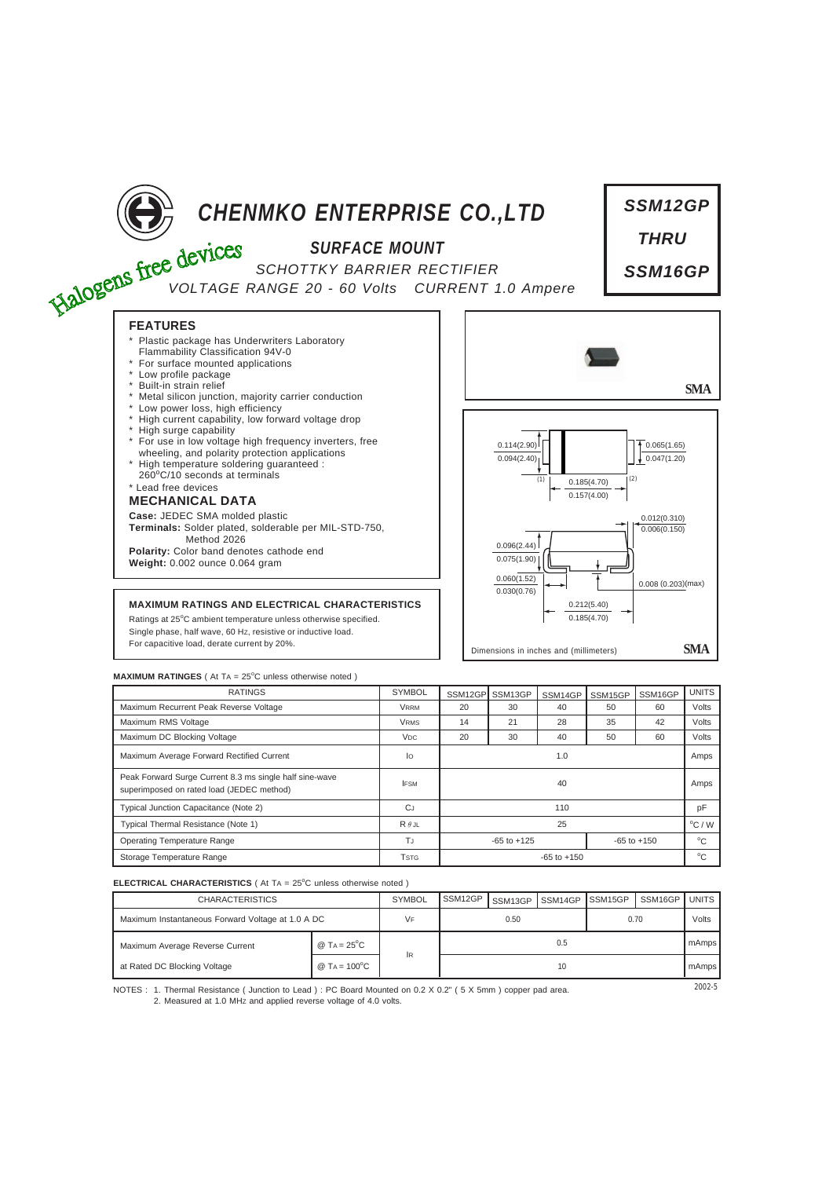# CHENMKO ENTERPRISE CO.,LTD

**SSM12GP**
**THRU**
**SSM16GP**

Halogens free devices

## SURFACE MOUNT

*SCHOTTKY BARRIER RECTIFIER*

*VOLTAGE RANGE 20 - 60 Volts CURRENT 1.0 Ampere*

### FEATURES

- * Plastic package has Underwriters Laboratory Flammability Classification 94V-0
- * For surface mounted applications
- * Low profile package
- * Built-in strain relief
- * Metal silicon junction, majority carrier conduction
- * Low power loss, high efficiency
- * High current capability, low forward voltage drop
- * High surge capability
- * For use in low voltage high frequency inverters, free wheeling, and polarity protection applications
- * High temperature soldering guaranteed : 260°C/10 seconds at terminals
- * Lead free devices

### MECHANICAL DATA

**Case:** JEDEC SMA molded plastic
**Terminals:** Solder plated, solderable per MIL-STD-750, Method 2026
**Polarity:** Color band denotes cathode end
**Weight:** 0.002 ounce 0.064 gram

SMA

0.114(2.90)
0.094(2.40)
0.065(1.65)
0.047(1.20)
(1)
0.185(4.70)
0.157(4.00)
(2)
0.012(0.310)
0.006(0.150)
0.096(2.44)
0.075(1.90)
0.060(1.52)
0.030(0.76)
0.008 (0.203)(max)
0.212(5.40)
0.185(4.70)

Dimensions in inches and (millimeters) SMA

### MAXIMUM RATINGS AND ELECTRICAL CHARACTERISTICS

Ratings at 25°C ambient temperature unless otherwise specified.
Single phase, half wave, 60 Hz, resistive or inductive load.
For capacitive load, derate current by 20%.

**MAXIMUM RATINGES** ( At $T_A$ = 25°C unless otherwise noted )

| RATINGS | SYMBOL | SSM12GP | SSM13GP | SSM14GP | SSM15GP | SSM16GP | UNITS |
|---|---|---|---|---|---|---|---|
| Maximum Recurrent Peak Reverse Voltage | $V_{RRM}$ | 20 | 30 | 40 | 50 | 60 | Volts |
| Maximum RMS Voltage | $V_{RMS}$ | 14 | 21 | 28 | 35 | 42 | Volts |
| Maximum DC Blocking Voltage | $V_{DC}$ | 20 | 30 | 40 | 50 | 60 | Volts |
| Maximum Average Forward Rectified Current | $I_O$ | 1.0 | | | | | Amps |
| Peak Forward Surge Current 8.3 ms single half sine-wave superimposed on rated load (JEDEC method) | $I_{FSM}$ | 40 | | | | | Amps |
| Typical Junction Capacitance (Note 2) | $C_J$ | 110 | | | | | pF |
| Typical Thermal Resistance (Note 1) | $R_{\theta JL}$ | 25 | | | | | °C / W |
| Operating Temperature Range | $T_J$ | -65 to +125 | | | -65 to +150 | | °C |
| Storage Temperature Range | $T_{STG}$ | -65 to +150 | | | | | °C |

**ELECTRICAL CHARACTERISTICS** ( At $T_A$ = 25°C unless otherwise noted )

| CHARACTERISTICS | | SYMBOL | SSM12GP | SSM13GP | SSM14GP | SSM15GP | SSM16GP | UNITS |
|---|---|---|---|---|---|---|---|---|
| Maximum Instantaneous Forward Voltage at 1.0 A DC | | $V_F$ | 0.50 | | | 0.70 | | Volts |
| Maximum Average Reverse Current | @ $T_A$ = 25°C | $I_R$ | 0.5 | | | | | mAmps |
| at Rated DC Blocking Voltage | @ $T_A$ = 100°C | | 10 | | | | | mAmps |

NOTES : 1. Thermal Resistance ( Junction to Lead ) : PC Board Mounted on 0.2 X 0.2" ( 5 X 5mm ) copper pad area.
2. Measured at 1.0 MHz and applied reverse voltage of 4.0 volts.

2002-5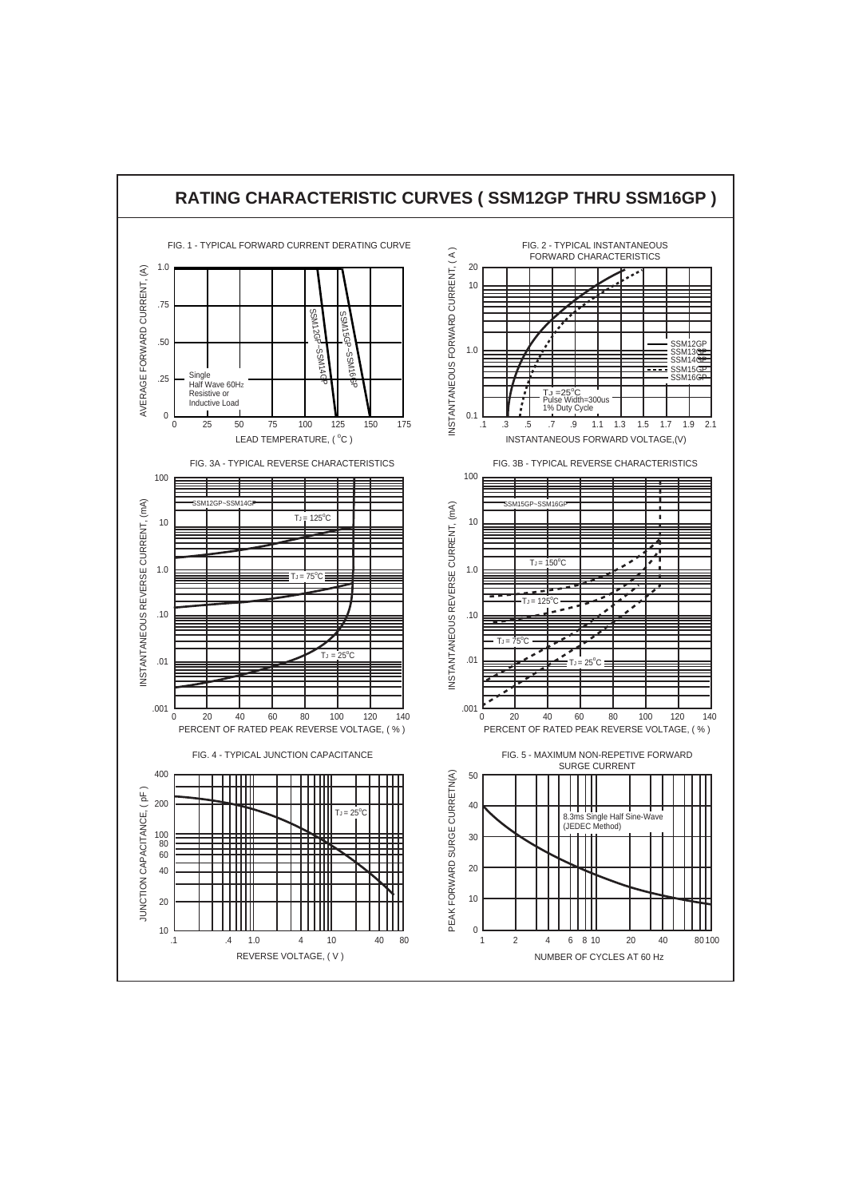# RATING CHARACTERISTIC CURVES ( SSM12GP THRU SSM16GP )

FIG. 1 - TYPICAL FORWARD CURRENT DERATING CURVE

AVERAGE FORWARD CURRENT, (A)

1.0
.75
.50
.25
0

0 25 50 75 100 125 150 175

LEAD TEMPERATURE, ( °C )

SSM12GP~SSM14GP

SSM15GP~SSM16GP

Single
Half Wave 60Hz
Resistive or
Inductive Load

FIG. 2 - TYPICAL INSTANTANEOUS FORWARD CHARACTERISTICS

INSTANTANEOUS FORWARD CURRENT, ( A )

20
10
1.0
0.1

.1 .3 .5 .7 .9 1.1 1.3 1.5 1.7 1.9 2.1

INSTANTANEOUS FORWARD VOLTAGE,(V)

SSM12GP
SSM13GP
SSM14GP
SSM15GP
SSM16GP

TJ =25°C
Pulse Width=300us
1% Duty Cycle

FIG. 3A - TYPICAL REVERSE CHARACTERISTICS

INSTANTANEOUS REVERSE CURRENT, (mA)

100
10
1.0
.10
.01
.001

0 20 40 60 80 100 120 140

PERCENT OF RATED PEAK REVERSE VOLTAGE, ( % )

SSM12GP~SSM14GP

TJ = 125°C

TJ = 75°C

TJ = 25°C

FIG. 3B - TYPICAL REVERSE CHARACTERISTICS

INSTANTANEOUS REVERSE CURRENT, (mA)

100
10
1.0
.10
.01
.001

0 20 40 60 80 100 120 140

PERCENT OF RATED PEAK REVERSE VOLTAGE, ( % )

SSM15GP~SSM16GP

TJ = 150°C

TJ = 125°C

TJ = 75°C

TJ = 25°C

FIG. 4 - TYPICAL JUNCTION CAPACITANCE

JUNCTION CAPACITANCE, ( pF )

400
200
100
80
60
40
20
10

.1 .4 1.0 4 10 40 80

REVERSE VOLTAGE, ( V )

TJ = 25°C

FIG. 5 - MAXIMUM NON-REPETIVE FORWARD SURGE CURRENT

PEAK FORWARD SURGE CURRETN(A)

50
40
30
20
10
0

1 2 4 6 8 10 20 40 80 100

NUMBER OF CYCLES AT 60 Hz

8.3ms Single Half Sine-Wave
(JEDEC Method)